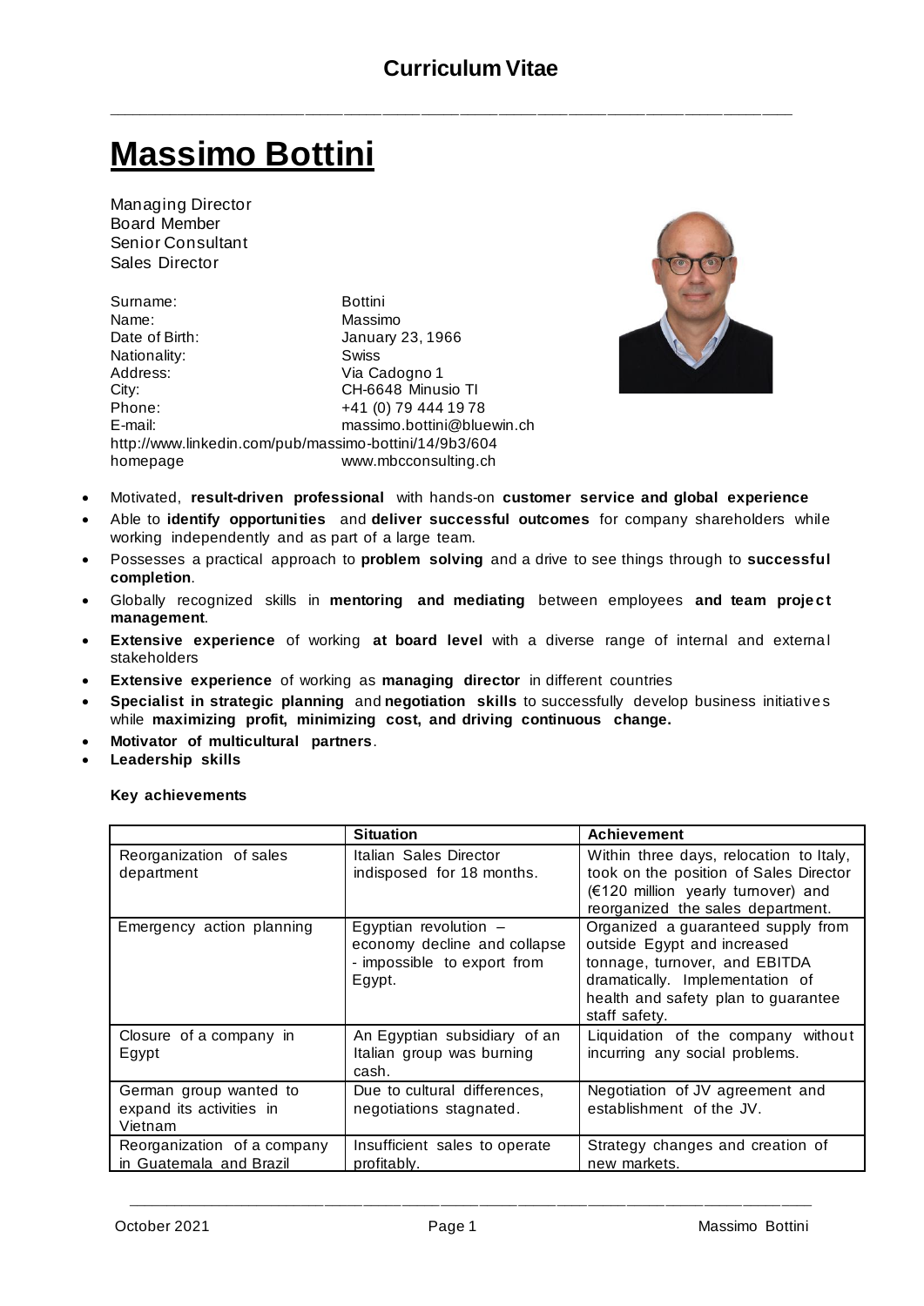# Curriculum Vitae

# Massimo Bottini

Managing Director
Board Member
Senior Consultant
Sales Director

| | |
|---|---|
| Surname: | Bottini |
| Name: | Massimo |
| Date of Birth: | January 23, 1966 |
| Nationality: | Swiss |
| Address: | Via Cadogno 1 |
| City: | CH-6648 Minusio TI |
| Phone: | +41 (0) 79 444 19 78 |
| E-mail: | massimo.bottini@bluewin.ch |

http://www.linkedin.com/pub/massimo-bottini/14/9b3/604
homepage www.mbcconsulting.ch

- Motivated, **result-driven professional** with hands-on **customer service and global experience**
- Able to **identify opportunities** and **deliver successful outcomes** for company shareholders while working independently and as part of a large team.
- Possesses a practical approach to **problem solving** and a drive to see things through to **successful completion**.
- Globally recognized skills in **mentoring and mediating** between employees **and team project management**.
- **Extensive experience** of working **at board level** with a diverse range of internal and external stakeholders
- **Extensive experience** of working as **managing director** in different countries
- **Specialist in strategic planning** and **negotiation skills** to successfully develop business initiatives while **maximizing profit, minimizing cost, and driving continuous change.**
- **Motivator of multicultural partners**.
- **Leadership skills**

**Key achievements**

| | **Situation** | **Achievement** |
|---|---|---|
| Reorganization of sales department | Italian Sales Director indisposed for 18 months. | Within three days, relocation to Italy, took on the position of Sales Director (€120 million yearly turnover) and reorganized the sales department. |
| Emergency action planning | Egyptian revolution – economy decline and collapse - impossible to export from Egypt. | Organized a guaranteed supply from outside Egypt and increased tonnage, turnover, and EBITDA dramatically. Implementation of health and safety plan to guarantee staff safety. |
| Closure of a company in Egypt | An Egyptian subsidiary of an Italian group was burning cash. | Liquidation of the company without incurring any social problems. |
| German group wanted to expand its activities in Vietnam | Due to cultural differences, negotiations stagnated. | Negotiation of JV agreement and establishment of the JV. |
| Reorganization of a company in Guatemala and Brazil | Insufficient sales to operate profitably. | Strategy changes and creation of new markets. |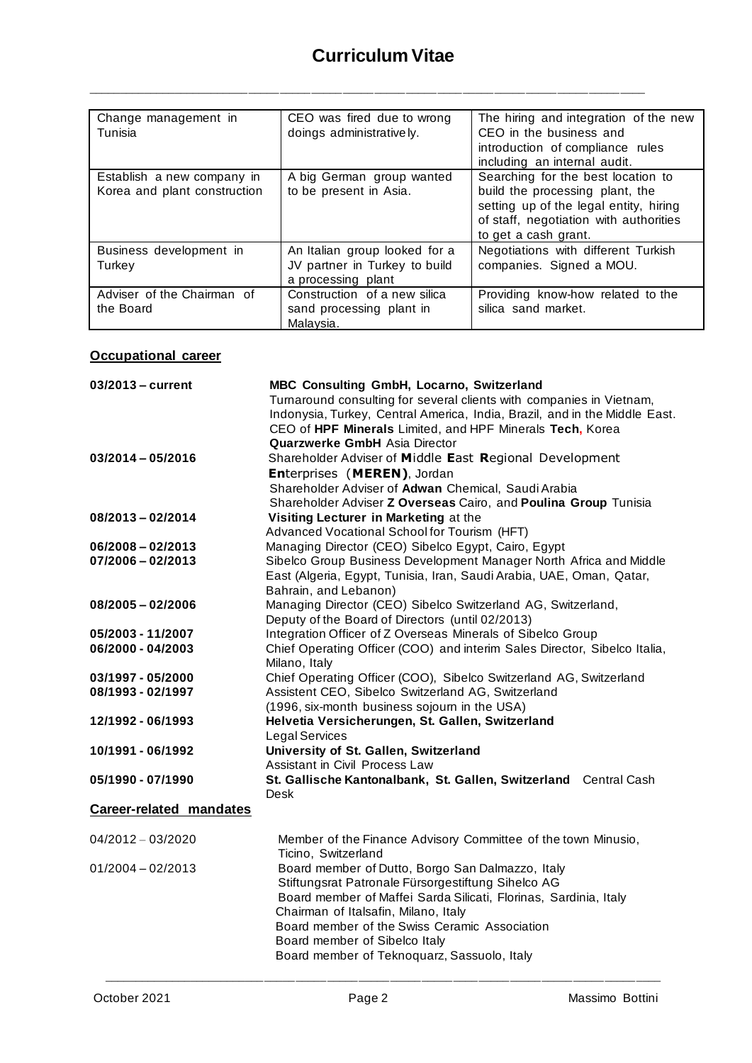| Change management in Tunisia | CEO was fired due to wrong doings administratively. | The hiring and integration of the new CEO in the business and introduction of compliance rules including an internal audit. |
|---|---|---|
| Establish a new company in Korea and plant construction | A big German group wanted to be present in Asia. | Searching for the best location to build the processing plant, the setting up of the legal entity, hiring of staff, negotiation with authorities to get a cash grant. |
| Business development in Turkey | An Italian group looked for a JV partner in Turkey to build a processing plant | Negotiations with different Turkish companies. Signed a MOU. |
| Adviser of the Chairman of the Board | Construction of a new silica sand processing plant in Malaysia. | Providing know-how related to the silica sand market. |

## Occupational career

**03/2013 – current**
**MBC Consulting GmbH, Locarno, Switzerland**
Turnaround consulting for several clients with companies in Vietnam, Indonysia, Turkey, Central America, India, Brazil, and in the Middle East.
CEO of **HPF Minerals** Limited, and HPF Minerals **Tech**, Korea
**Quarzwerke GmbH** Asia Director

**03/2014 – 05/2016**
Shareholder Adviser of **M**iddle **E**ast **R**egional Development **En**terprises (**MEREN**), Jordan
Shareholder Adviser of **Adwan** Chemical, Saudi Arabia
Shareholder Adviser **Z Overseas** Cairo, and **Poulina Group** Tunisia

**08/2013 – 02/2014**
**Visiting Lecturer in Marketing** at the
Advanced Vocational School for Tourism (HFT)

**06/2008 – 02/2013**
Managing Director (CEO) Sibelco Egypt, Cairo, Egypt

**07/2006 – 02/2013**
Sibelco Group Business Development Manager North Africa and Middle East (Algeria, Egypt, Tunisia, Iran, Saudi Arabia, UAE, Oman, Qatar, Bahrain, and Lebanon)

**08/2005 – 02/2006**
Managing Director (CEO) Sibelco Switzerland AG, Switzerland,
Deputy of the Board of Directors (until 02/2013)

**05/2003 - 11/2007**
Integration Officer of Z Overseas Minerals of Sibelco Group

**06/2000 - 04/2003**
Chief Operating Officer (COO) and interim Sales Director, Sibelco Italia, Milano, Italy

**03/1997 - 05/2000**
Chief Operating Officer (COO), Sibelco Switzerland AG, Switzerland

**08/1993 - 02/1997**
Assistent CEO, Sibelco Switzerland AG, Switzerland
(1996, six-month business sojourn in the USA)

**12/1992 - 06/1993**
**Helvetia Versicherungen, St. Gallen, Switzerland**
Legal Services

**10/1991 - 06/1992**
**University of St. Gallen, Switzerland**
Assistant in Civil Process Law

**05/1990 - 07/1990**
**St. Gallische Kantonalbank, St. Gallen, Switzerland** Central Cash Desk

## Career-related mandates

04/2012 – 03/2020
Member of the Finance Advisory Committee of the town Minusio, Ticino, Switzerland

01/2004 – 02/2013
Board member of Dutto, Borgo San Dalmazzo, Italy
Stiftungsrat Patronale Fürsorgestiftung Sihelco AG
Board member of Maffei Sarda Silicati, Florinas, Sardinia, Italy
Chairman of Italsafin, Milano, Italy
Board member of the Swiss Ceramic Association
Board member of Sibelco Italy
Board member of Teknoquarz, Sassuolo, Italy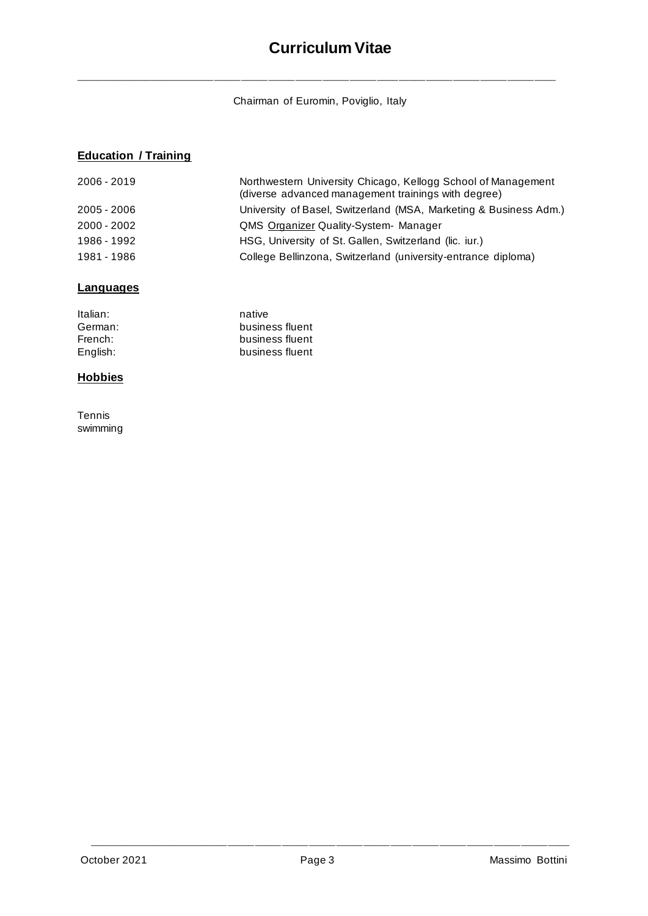# Curriculum Vitae

Chairman of Euromin, Poviglio, Italy

## Education / Training

| | |
|---|---|
| 2006 - 2019 | Northwestern University Chicago, Kellogg School of Management (diverse advanced management trainings with degree) |
| 2005 - 2006 | University of Basel, Switzerland (MSA, Marketing & Business Adm.) |
| 2000 - 2002 | QMS Organizer Quality-System- Manager |
| 1986 - 1992 | HSG, University of St. Gallen, Switzerland (lic. iur.) |
| 1981 - 1986 | College Bellinzona, Switzerland (university-entrance diploma) |

## Languages

| | |
|---|---|
| Italian: | native |
| German: | business fluent |
| French: | business fluent |
| English: | business fluent |

## Hobbies

Tennis
swimming